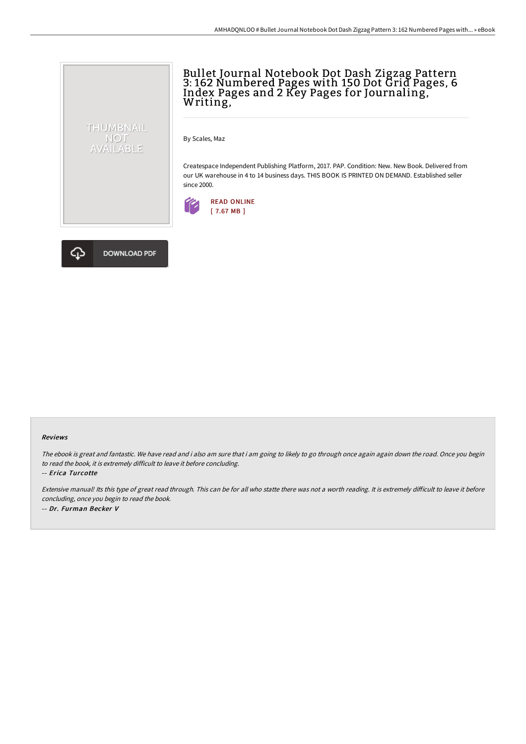# Bullet Journal Notebook Dot Dash Zigzag Pattern 3: 162 Numbered Pages with 150 Dot Grid Pages, 6 Index Pages and 2 Key Pages for Journaling, Writing,

THUMBNAIL NOT AVAILABLE

By Scales, Maz

Createspace Independent Publishing Platform, 2017. PAP. Condition: New. New Book. Delivered from our UK warehouse in 4 to 14 business days. THIS BOOK IS PRINTED ON DEMAND. Established seller since 2000.

READ ONLINE
[ 7.67 MB ]

DOWNLOAD PDF

### Reviews

*The ebook is great and fantastic. We have read and i also am sure that i am going to likely to go through once again again down the road. Once you begin to read the book, it is extremely difficult to leave it before concluding.*

*-- Erica Turcotte*

*Extensive manual! Its this type of great read through. This can be for all who statte there was not a worth reading. It is extremely difficult to leave it before concluding, once you begin to read the book.*

*-- Dr. Furman Becker V*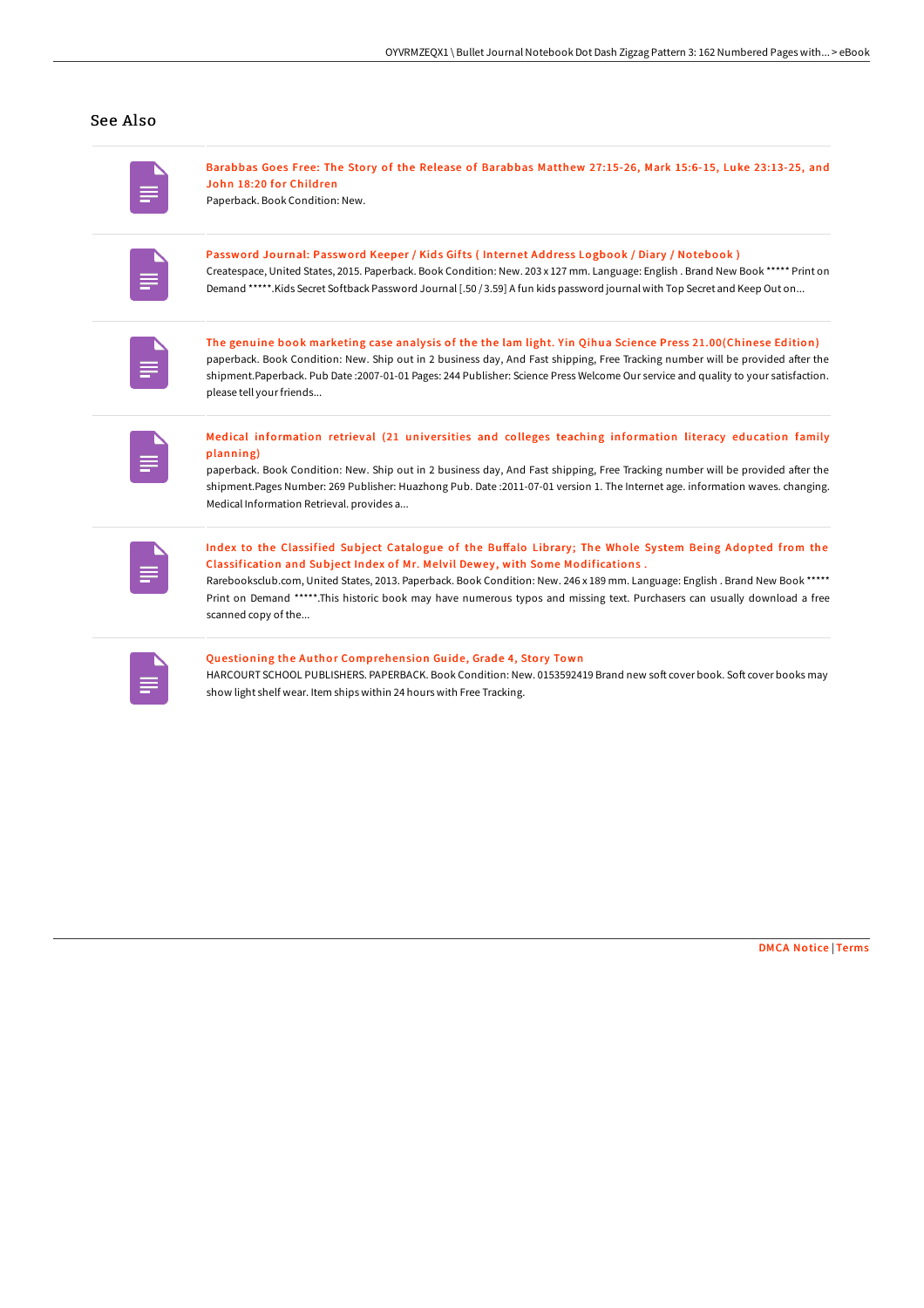## See Also

**Barabbas Goes Free: The Story of the Release of Barabbas Matthew 27:15-26, Mark 15:6-15, Luke 23:13-25, and John 18:20 for Children**

Paperback. Book Condition: New.

**Password Journal: Password Keeper / Kids Gifts ( Internet Address Logbook / Diary / Notebook )**

Createspace, United States, 2015. Paperback. Book Condition: New. 203 x 127 mm. Language: English . Brand New Book ***** Print on Demand *****.Kids Secret Softback Password Journal [.50 / 3.59] A fun kids password journal with Top Secret and Keep Out on...

**The genuine book marketing case analysis of the the lam light. Yin Qihua Science Press 21.00(Chinese Edition)**

paperback. Book Condition: New. Ship out in 2 business day, And Fast shipping, Free Tracking number will be provided after the shipment.Paperback. Pub Date :2007-01-01 Pages: 244 Publisher: Science Press Welcome Our service and quality to your satisfaction. please tell your friends...

**Medical information retrieval (21 universities and colleges teaching information literacy education family planning)**

paperback. Book Condition: New. Ship out in 2 business day, And Fast shipping, Free Tracking number will be provided after the shipment.Pages Number: 269 Publisher: Huazhong Pub. Date :2011-07-01 version 1. The Internet age. information waves. changing. Medical Information Retrieval. provides a...

**Index to the Classified Subject Catalogue of the Buffalo Library; The Whole System Being Adopted from the Classification and Subject Index of Mr. Melvil Dewey, with Some Modifications .**

Rarebooksclub.com, United States, 2013. Paperback. Book Condition: New. 246 x 189 mm. Language: English . Brand New Book ***** Print on Demand *****.This historic book may have numerous typos and missing text. Purchasers can usually download a free scanned copy of the...

**Questioning the Author Comprehension Guide, Grade 4, Story Town**

HARCOURT SCHOOL PUBLISHERS. PAPERBACK. Book Condition: New. 0153592419 Brand new soft cover book. Soft cover books may show light shelf wear. Item ships within 24 hours with Free Tracking.

DMCA Notice | Terms